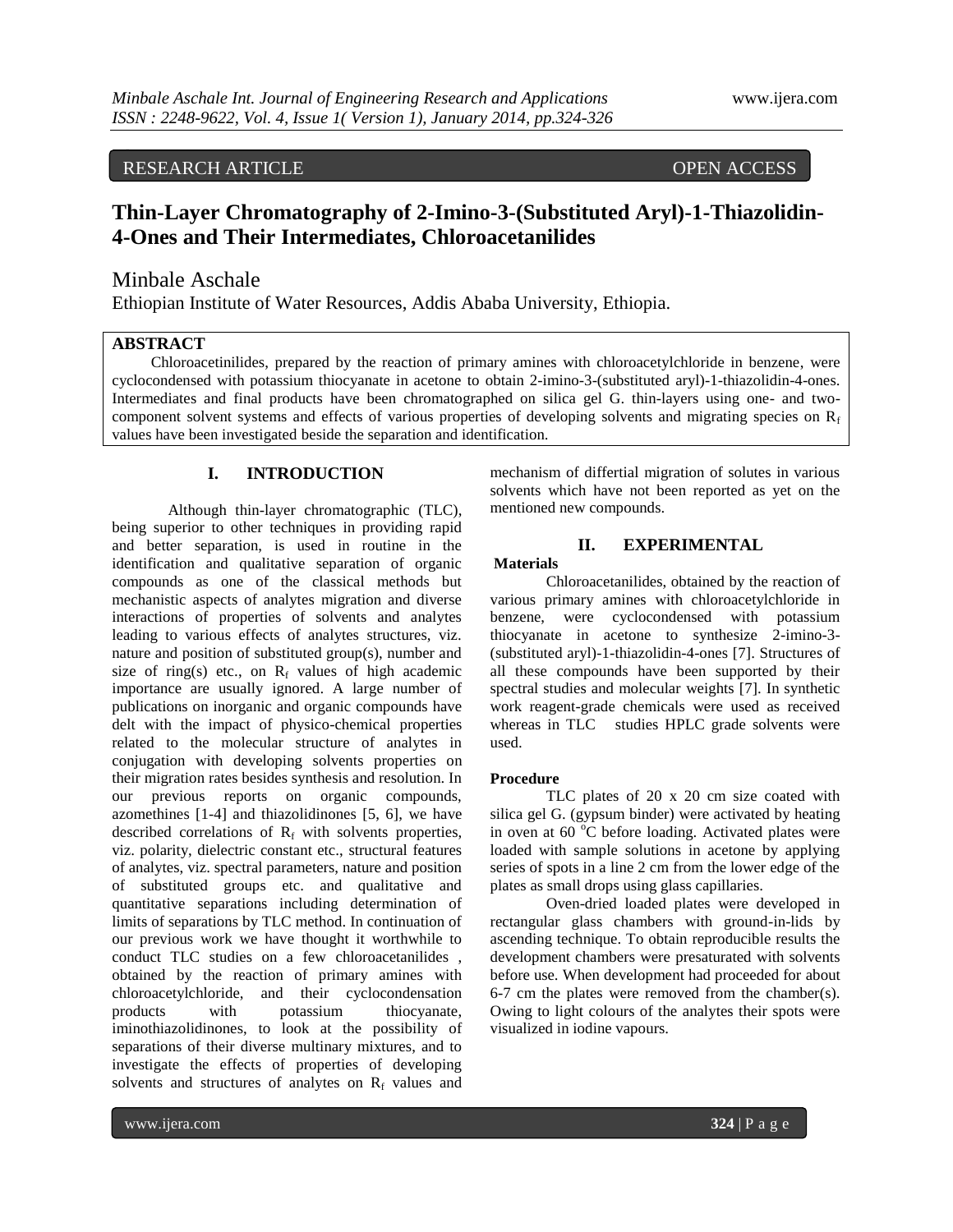RESEARCH ARTICLE OPEN ACCESS

# Thin-Layer Chromatography of 2-Imino-3-(Substituted Aryl)-1-Thiazolidin-4-Ones and Their Intermediates, Chloroacetanilides

Minbale Aschale

Ethiopian Institute of Water Resources, Addis Ababa University, Ethiopia.

## ABSTRACT

Chloroacetinilides, prepared by the reaction of primary amines with chloroacetylchloride in benzene, were cyclocondensed with potassium thiocyanate in acetone to obtain 2-imino-3-(substituted aryl)-1-thiazolidin-4-ones. Intermediates and final products have been chromatographed on silica gel G. thin-layers using one- and two-component solvent systems and effects of various properties of developing solvents and migrating species on $R_f$ values have been investigated beside the separation and identification.

## I. INTRODUCTION

Although thin-layer chromatographic (TLC), being superior to other techniques in providing rapid and better separation, is used in routine in the identification and qualitative separation of organic compounds as one of the classical methods but mechanistic aspects of analytes migration and diverse interactions of properties of solvents and analytes leading to various effects of analytes structures, viz. nature and position of substituted group(s), number and size of ring(s) etc., on $R_f$ values of high academic importance are usually ignored. A large number of publications on inorganic and organic compounds have delt with the impact of physico-chemical properties related to the molecular structure of analytes in conjugation with developing solvents properties on their migration rates besides synthesis and resolution. In our previous reports on organic compounds, azomethines [1-4] and thiazolidinones [5, 6], we have described correlations of $R_f$ with solvents properties, viz. polarity, dielectric constant etc., structural features of analytes, viz. spectral parameters, nature and position of substituted groups etc. and qualitative and quantitative separations including determination of limits of separations by TLC method. In continuation of our previous work we have thought it worthwhile to conduct TLC studies on a few chloroacetanilides , obtained by the reaction of primary amines with chloroacetylchloride, and their cyclocondensation products with potassium thiocyanate, iminothiazolidinones, to look at the possibility of separations of their diverse multinary mixtures, and to investigate the effects of properties of developing solvents and structures of analytes on $R_f$ values and mechanism of differtial migration of solutes in various solvents which have not been reported as yet on the mentioned new compounds.

## II. EXPERIMENTAL

### Materials

Chloroacetanilides, obtained by the reaction of various primary amines with chloroacetylchloride in benzene, were cyclocondensed with potassium thiocyanate in acetone to synthesize 2-imino-3-(substituted aryl)-1-thiazolidin-4-ones [7]. Structures of all these compounds have been supported by their spectral studies and molecular weights [7]. In synthetic work reagent-grade chemicals were used as received whereas in TLC studies HPLC grade solvents were used.

### Procedure

TLC plates of 20 x 20 cm size coated with silica gel G. (gypsum binder) were activated by heating in oven at 60 $^{o}$C before loading. Activated plates were loaded with sample solutions in acetone by applying series of spots in a line 2 cm from the lower edge of the plates as small drops using glass capillaries.

Oven-dried loaded plates were developed in rectangular glass chambers with ground-in-lids by ascending technique. To obtain reproducible results the development chambers were presaturated with solvents before use. When development had proceeded for about 6-7 cm the plates were removed from the chamber(s). Owing to light colours of the analytes their spots were visualized in iodine vapours.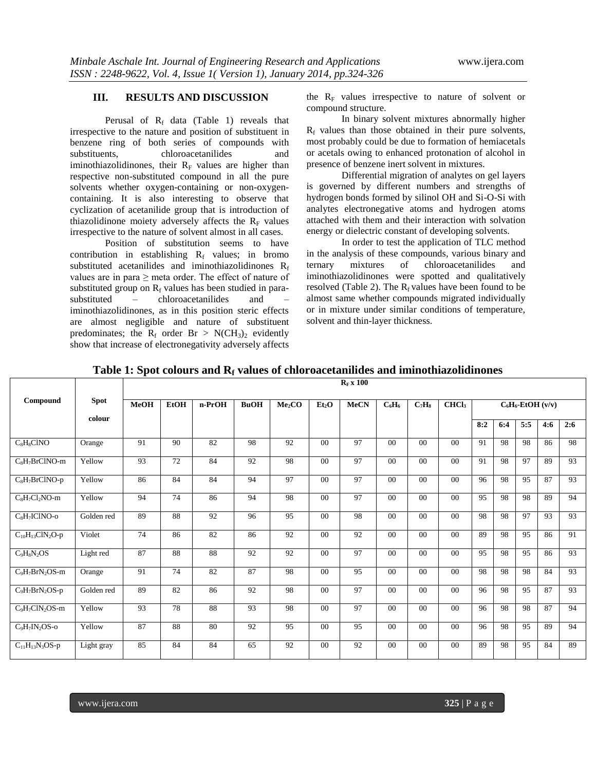### III. RESULTS AND DISCUSSION

Perusal of $R_f$ data (Table 1) reveals that irrespective to the nature and position of substituent in benzene ring of both series of compounds with substituents, chloroacetanilides and iminothiazolidinones, their $R_F$ values are higher than respective non-substituted compound in all the pure solvents whether oxygen-containing or non-oxygen-containing. It is also interesting to observe that cyclization of acetanilide group that is introduction of thiazolidinone moiety adversely affects the $R_F$ values irrespective to the nature of solvent almost in all cases.

Position of substitution seems to have contribution in establishing $R_f$ values; in bromo substituted acetanilides and iminothiazolidinones $R_f$ values are in para ≥ meta order. The effect of nature of substituted group on $R_f$ values has been studied in para-substituted – chloroacetanilides and – iminothiazolidinones, as in this position steric effects are almost negligible and nature of substituent predominates; the $R_f$ order Br > $N(CH_3)_2$ evidently show that increase of electronegativity adversely affects the $R_F$ values irrespective to nature of solvent or compound structure.

In binary solvent mixtures abnormally higher $R_f$ values than those obtained in their pure solvents, most probably could be due to formation of hemiacetals or acetals owing to enhanced protonation of alcohol in presence of benzene inert solvent in mixtures.

Differential migration of analytes on gel layers is governed by different numbers and strengths of hydrogen bonds formed by silinol OH and Si-O-Si with analytes electronegative atoms and hydrogen atoms attached with them and their interaction with solvation energy or dielectric constant of developing solvents.

In order to test the application of TLC method in the analysis of these compounds, various binary and ternary mixtures of chloroacetanilides and iminothiazolidinones were spotted and qualitatively resolved (Table 2). The $R_f$ values have been found to be almost same whether compounds migrated individually or in mixture under similar conditions of temperature, solvent and thin-layer thickness.

**Table 1: Spot colours and $R_f$ values of chloroacetanilides and iminothiazolidinones**

| Compound | Spot colour | $R_F$ x 100 | | | | | | | | | | | | | | |
|---|---|---|---|---|---|---|---|---|---|---|---|---|---|---|---|---|
| | | MeOH | EtOH | n-PrOH | BuOH | $Me_2CO$ | $Et_2O$ | MeCN | $C_6H_6$ | $C_7H_8$ | $CHCl_3$ | $C_6H_6$-EtOH (v/v) | | | | |
| | | | | | | | | | | | | 8:2 | 6:4 | 5:5 | 4:6 | 2:6 |
| $C_8H_8ClNO$ | Orange | 91 | 90 | 82 | 98 | 92 | 00 | 97 | 00 | 00 | 00 | 91 | 98 | 98 | 86 | 98 |
| $C_8H_7BrClNO$-m | Yellow | 93 | 72 | 84 | 92 | 98 | 00 | 97 | 00 | 00 | 00 | 91 | 98 | 97 | 89 | 93 |
| $C_8H_7BrClNO$-p | Yellow | 86 | 84 | 84 | 94 | 97 | 00 | 97 | 00 | 00 | 00 | 96 | 98 | 95 | 87 | 93 |
| $C_8H_7Cl_2NO$-m | Yellow | 94 | 74 | 86 | 94 | 98 | 00 | 97 | 00 | 00 | 00 | 95 | 98 | 98 | 89 | 94 |
| $C_8H_7IClNO$-o | Golden red | 89 | 88 | 92 | 96 | 95 | 00 | 98 | 00 | 00 | 00 | 98 | 98 | 97 | 93 | 93 |
| $C_{10}H_{13}ClN_2O$-p | Violet | 74 | 86 | 82 | 86 | 92 | 00 | 92 | 00 | 00 | 00 | 89 | 98 | 95 | 86 | 91 |
| $C_9H_8N_2OS$ | Light red | 87 | 88 | 88 | 92 | 92 | 00 | 97 | 00 | 00 | 00 | 95 | 98 | 95 | 86 | 93 |
| $C_9H_7BrN_2OS$-m | Orange | 91 | 74 | 82 | 87 | 98 | 00 | 95 | 00 | 00 | 00 | 98 | 98 | 98 | 84 | 93 |
| $C_9H_7BrN_2OS$-p | Golden red | 89 | 82 | 86 | 92 | 98 | 00 | 97 | 00 | 00 | 00 | 96 | 98 | 95 | 87 | 93 |
| $C_9H_7ClN_2OS$-m | Yellow | 93 | 78 | 88 | 93 | 98 | 00 | 97 | 00 | 00 | 00 | 96 | 98 | 98 | 87 | 94 |
| $C_9H_7IN_2OS$-o | Yellow | 87 | 88 | 80 | 92 | 95 | 00 | 95 | 00 | 00 | 00 | 96 | 98 | 95 | 89 | 94 |
| $C_{11}H_{13}N_3OS$-p | Light gray | 85 | 84 | 84 | 65 | 92 | 00 | 92 | 00 | 00 | 00 | 89 | 98 | 95 | 84 | 89 |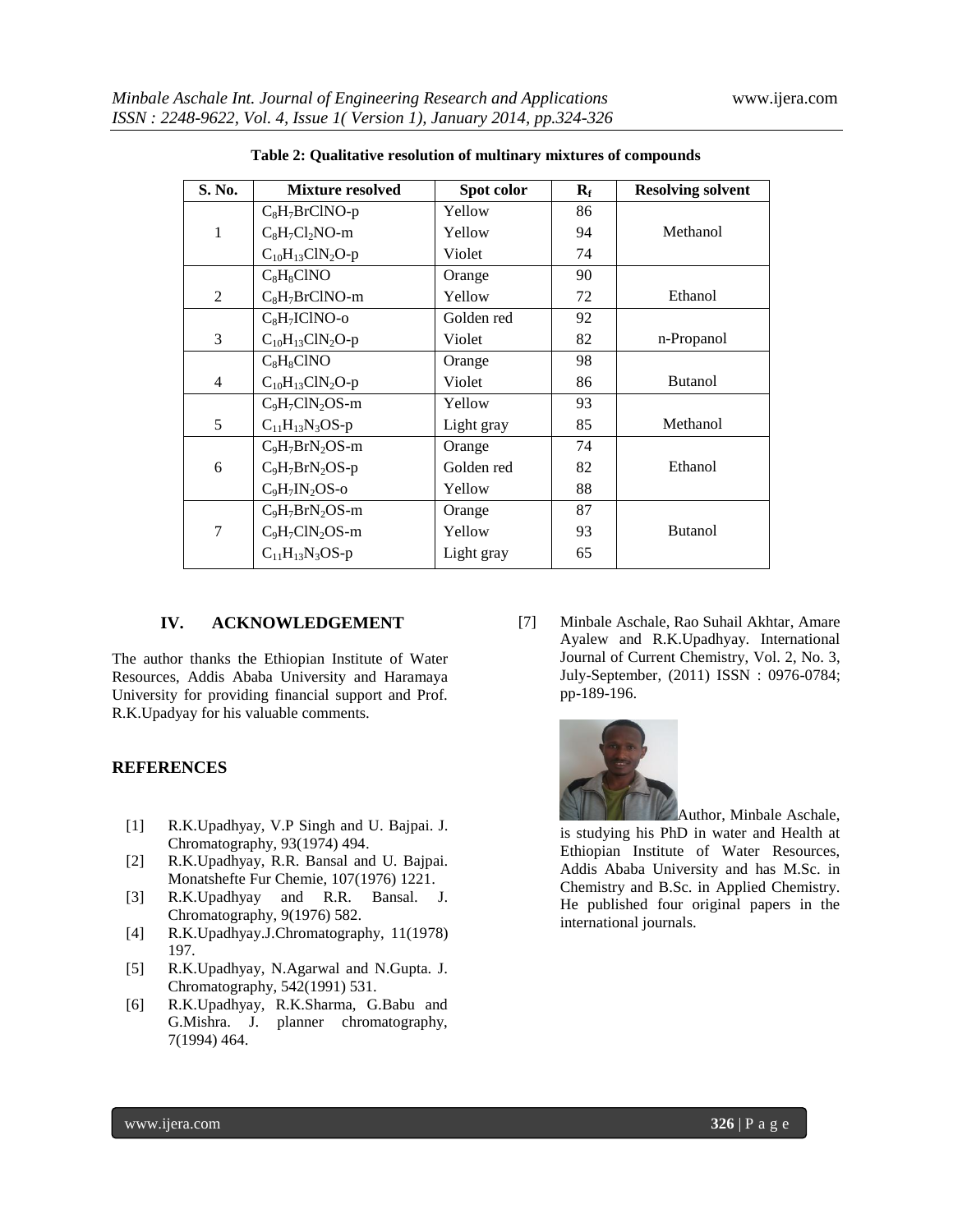**Table 2: Qualitative resolution of multinary mixtures of compounds**

| S. No. | Mixture resolved | Spot color | $R_f$ | Resolving solvent |
|---|---|---|---|---|
| 1 | $C_8H_7BrClNO$-p | Yellow | 86 | Methanol |
| | $C_8H_7Cl_2NO$-m | Yellow | 94 | |
| | $C_{10}H_{13}ClN_2O$-p | Violet | 74 | |
| 2 | $C_8H_8ClNO$ | Orange | 90 | Ethanol |
| | $C_8H_7BrClNO$-m | Yellow | 72 | |
| 3 | $C_8H_7IClNO$-o | Golden red | 92 | n-Propanol |
| | $C_{10}H_{13}ClN_2O$-p | Violet | 82 | |
| 4 | $C_8H_8ClNO$ | Orange | 98 | Butanol |
| | $C_{10}H_{13}ClN_2O$-p | Violet | 86 | |
| 5 | $C_9H_7ClN_2OS$-m | Yellow | 93 | Methanol |
| | $C_{11}H_{13}N_3OS$-p | Light gray | 85 | |
| 6 | $C_9H_7BrN_2OS$-m | Orange | 74 | Ethanol |
| | $C_9H_7BrN_2OS$-p | Golden red | 82 | |
| | $C_9H_7IN_2OS$-o | Yellow | 88 | |
| 7 | $C_9H_7BrN_2OS$-m | Orange | 87 | Butanol |
| | $C_9H_7ClN_2OS$-m | Yellow | 93 | |
| | $C_{11}H_{13}N_3OS$-p | Light gray | 65 | |

## IV. ACKNOWLEDGEMENT

The author thanks the Ethiopian Institute of Water Resources, Addis Ababa University and Haramaya University for providing financial support and Prof. R.K.Upadyay for his valuable comments.

## REFERENCES

[1] R.K.Upadhyay, V.P Singh and U. Bajpai. J. Chromatography, 93(1974) 494.

[2] R.K.Upadhyay, R.R. Bansal and U. Bajpai. Monatshefte Fur Chemie, 107(1976) 1221.

[3] R.K.Upadhyay and R.R. Bansal. J. Chromatography, 9(1976) 582.

[4] R.K.Upadhyay.J.Chromatography, 11(1978) 197.

[5] R.K.Upadhyay, N.Agarwal and N.Gupta. J. Chromatography, 542(1991) 531.

[6] R.K.Upadhyay, R.K.Sharma, G.Babu and G.Mishra. J. planner chromatography, 7(1994) 464.

[7] Minbale Aschale, Rao Suhail Akhtar, Amare Ayalew and R.K.Upadhyay. International Journal of Current Chemistry, Vol. 2, No. 3, July-September, (2011) ISSN : 0976-0784; pp-189-196.

Author, Minbale Aschale, is studying his PhD in water and Health at Ethiopian Institute of Water Resources, Addis Ababa University and has M.Sc. in Chemistry and B.Sc. in Applied Chemistry. He published four original papers in the international journals.